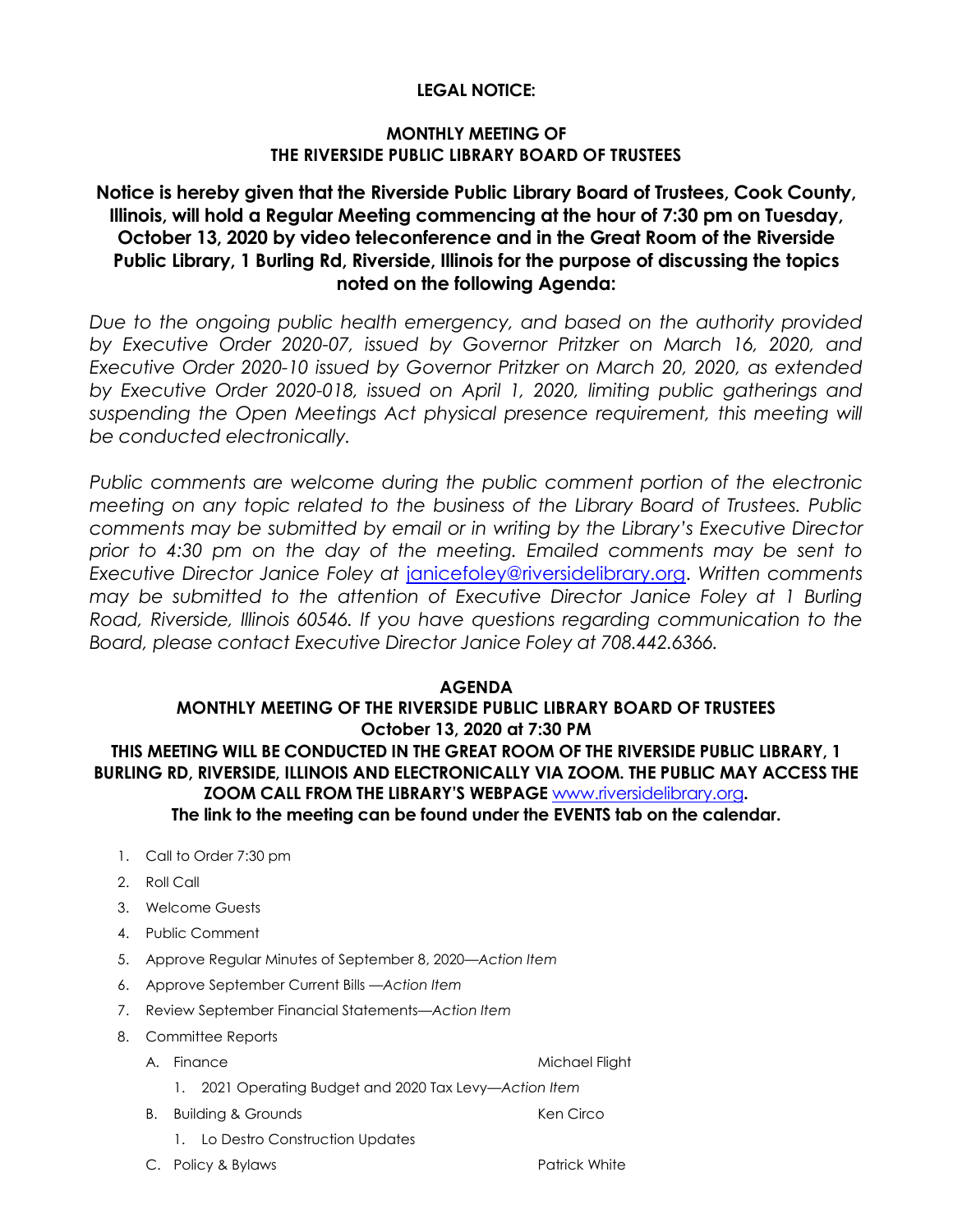**LEGAL NOTICE:**

**MONTHLY MEETING OF**
**THE RIVERSIDE PUBLIC LIBRARY BOARD OF TRUSTEES**

**Notice is hereby given that the Riverside Public Library Board of Trustees, Cook County, Illinois, will hold a Regular Meeting commencing at the hour of 7:30 pm on Tuesday, October 13, 2020 by video teleconference and in the Great Room of the Riverside Public Library, 1 Burling Rd, Riverside, Illinois for the purpose of discussing the topics noted on the following Agenda:**

*Due to the ongoing public health emergency, and based on the authority provided by Executive Order 2020-07, issued by Governor Pritzker on March 16, 2020, and Executive Order 2020-10 issued by Governor Pritzker on March 20, 2020, as extended by Executive Order 2020-018, issued on April 1, 2020, limiting public gatherings and suspending the Open Meetings Act physical presence requirement, this meeting will be conducted electronically.*

*Public comments are welcome during the public comment portion of the electronic meeting on any topic related to the business of the Library Board of Trustees. Public comments may be submitted by email or in writing by the Library's Executive Director prior to 4:30 pm on the day of the meeting. Emailed comments may be sent to Executive Director Janice Foley at* janicefoley@riversidelibrary.org*. Written comments may be submitted to the attention of Executive Director Janice Foley at 1 Burling Road, Riverside, Illinois 60546. If you have questions regarding communication to the Board, please contact Executive Director Janice Foley at 708.442.6366.*

**AGENDA**
**MONTHLY MEETING OF THE RIVERSIDE PUBLIC LIBRARY BOARD OF TRUSTEES**
**October 13, 2020 at 7:30 PM**
**THIS MEETING WILL BE CONDUCTED IN THE GREAT ROOM OF THE RIVERSIDE PUBLIC LIBRARY, 1 BURLING RD, RIVERSIDE, ILLINOIS AND ELECTRONICALLY VIA ZOOM. THE PUBLIC MAY ACCESS THE ZOOM CALL FROM THE LIBRARY'S WEBPAGE** www.riversidelibrary.org**.**
**The link to the meeting can be found under the EVENTS tab on the calendar.**

1. Call to Order 7:30 pm
2. Roll Call
3. Welcome Guests
4. Public Comment
5. Approve Regular Minutes of September 8, 2020—*Action Item*
6. Approve September Current Bills —*Action Item*
7. Review September Financial Statements—*Action Item*
8. Committee Reports
   - A. Finance — Michael Flight
     1. 2021 Operating Budget and 2020 Tax Levy—*Action Item*
   - B. Building & Grounds — Ken Circo
     1. Lo Destro Construction Updates
   - C. Policy & Bylaws — Patrick White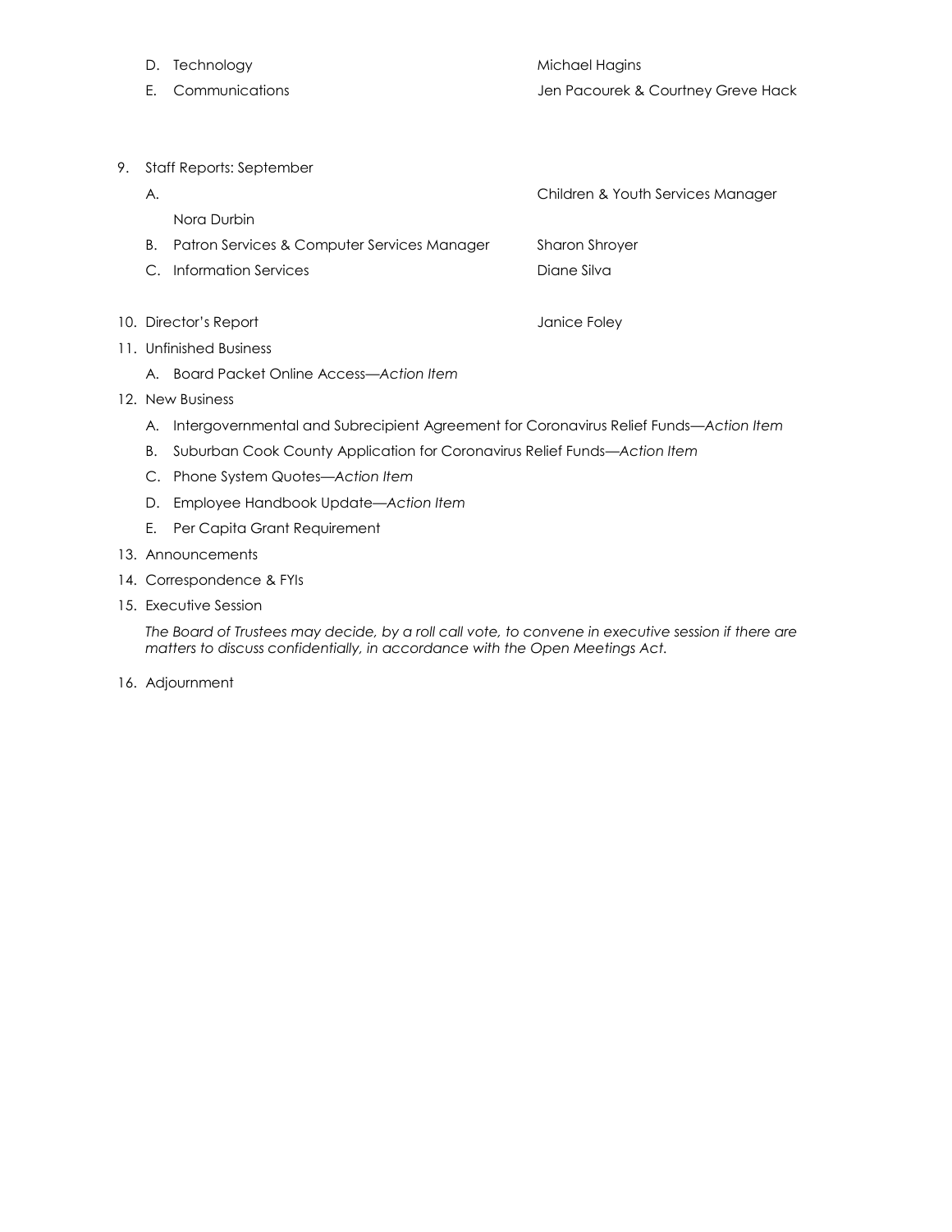D. Technology — Michael Hagins

E. Communications — Jen Pacourek & Courtney Greve Hack

9. Staff Reports: September

   A. Children & Youth Services Manager

      Nora Durbin

   B. Patron Services & Computer Services Manager — Sharon Shroyer

   C. Information Services — Diane Silva

10. Director's Report — Janice Foley

11. Unfinished Business

    A. Board Packet Online Access—*Action Item*

12. New Business

    A. Intergovernmental and Subrecipient Agreement for Coronavirus Relief Funds—*Action Item*

    B. Suburban Cook County Application for Coronavirus Relief Funds—*Action Item*

    C. Phone System Quotes—*Action Item*

    D. Employee Handbook Update—*Action Item*

    E. Per Capita Grant Requirement

13. Announcements

14. Correspondence & FYIs

15. Executive Session

    *The Board of Trustees may decide, by a roll call vote, to convene in executive session if there are matters to discuss confidentially, in accordance with the Open Meetings Act.*

16. Adjournment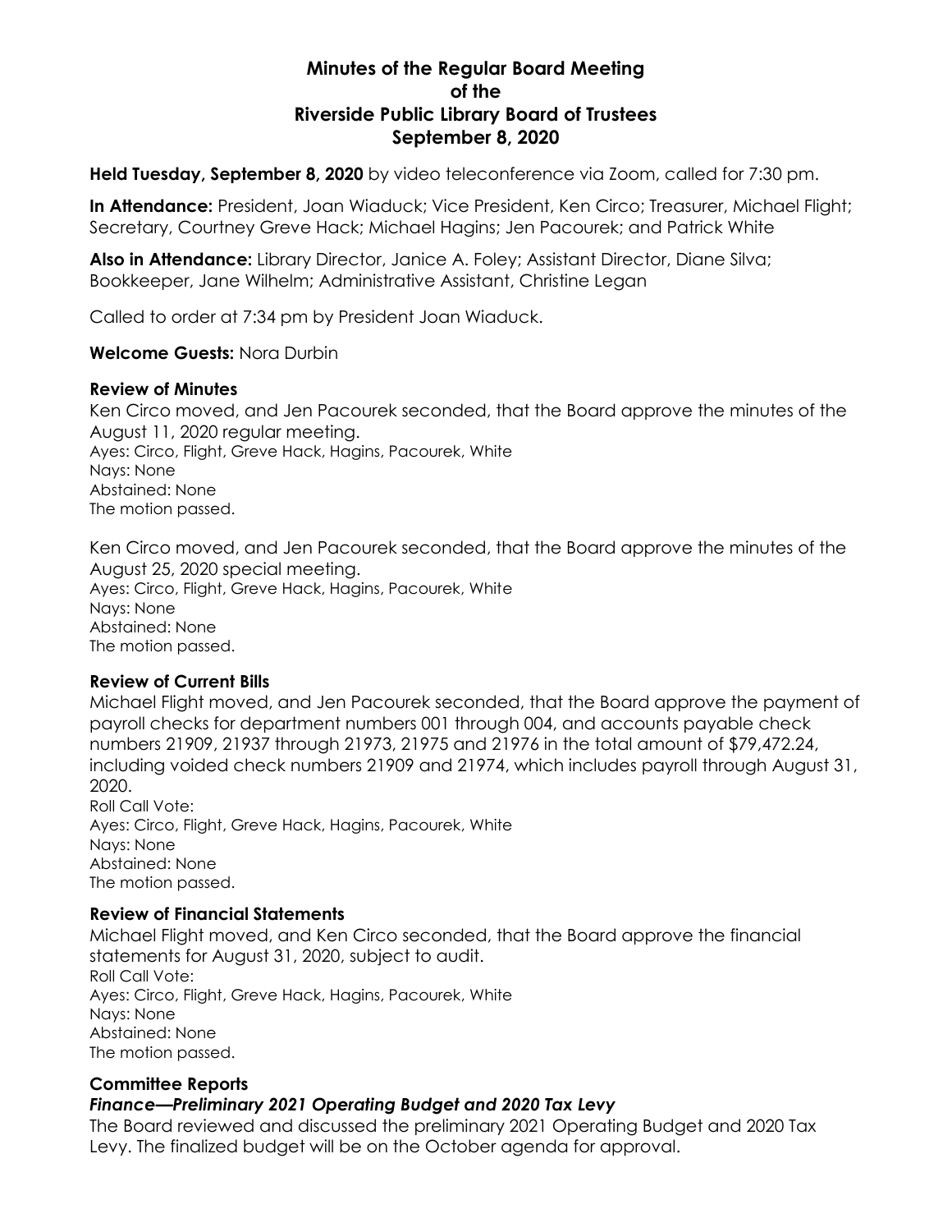# Minutes of the Regular Board Meeting of the Riverside Public Library Board of Trustees September 8, 2020

**Held Tuesday, September 8, 2020** by video teleconference via Zoom, called for 7:30 pm.

**In Attendance:** President, Joan Wiaduck; Vice President, Ken Circo; Treasurer, Michael Flight; Secretary, Courtney Greve Hack; Michael Hagins; Jen Pacourek; and Patrick White

**Also in Attendance:** Library Director, Janice A. Foley; Assistant Director, Diane Silva; Bookkeeper, Jane Wilhelm; Administrative Assistant, Christine Legan

Called to order at 7:34 pm by President Joan Wiaduck.

**Welcome Guests:** Nora Durbin

### Review of Minutes

Ken Circo moved, and Jen Pacourek seconded, that the Board approve the minutes of the August 11, 2020 regular meeting.
Ayes: Circo, Flight, Greve Hack, Hagins, Pacourek, White
Nays: None
Abstained: None
The motion passed.

Ken Circo moved, and Jen Pacourek seconded, that the Board approve the minutes of the August 25, 2020 special meeting.
Ayes: Circo, Flight, Greve Hack, Hagins, Pacourek, White
Nays: None
Abstained: None
The motion passed.

### Review of Current Bills

Michael Flight moved, and Jen Pacourek seconded, that the Board approve the payment of payroll checks for department numbers 001 through 004, and accounts payable check numbers 21909, 21937 through 21973, 21975 and 21976 in the total amount of $79,472.24, including voided check numbers 21909 and 21974, which includes payroll through August 31, 2020.
Roll Call Vote:
Ayes: Circo, Flight, Greve Hack, Hagins, Pacourek, White
Nays: None
Abstained: None
The motion passed.

### Review of Financial Statements

Michael Flight moved, and Ken Circo seconded, that the Board approve the financial statements for August 31, 2020, subject to audit.
Roll Call Vote:
Ayes: Circo, Flight, Greve Hack, Hagins, Pacourek, White
Nays: None
Abstained: None
The motion passed.

### Committee Reports

#### *Finance—Preliminary 2021 Operating Budget and 2020 Tax Levy*

The Board reviewed and discussed the preliminary 2021 Operating Budget and 2020 Tax Levy. The finalized budget will be on the October agenda for approval.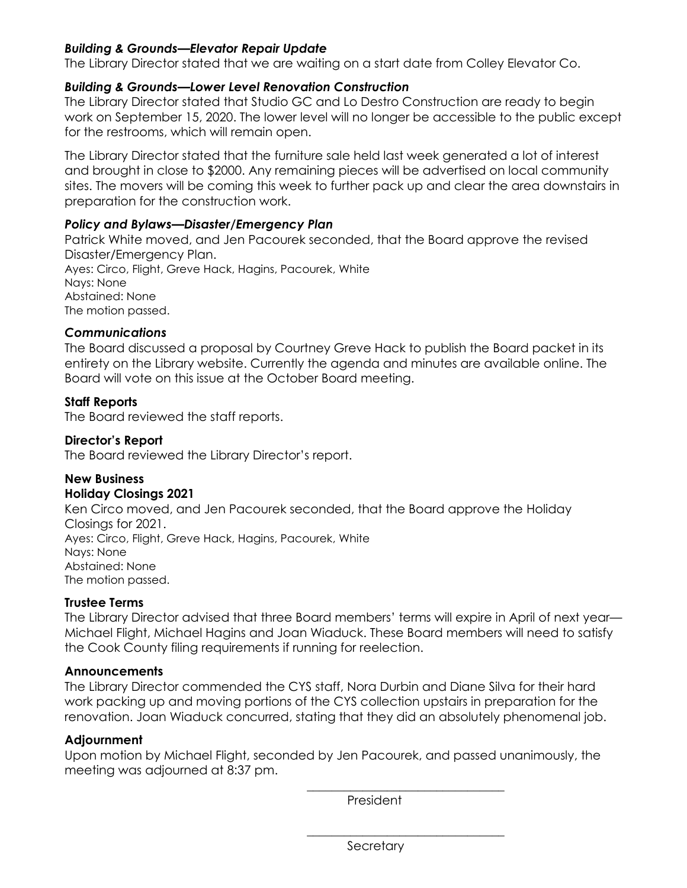### *Building & Grounds—Elevator Repair Update*

The Library Director stated that we are waiting on a start date from Colley Elevator Co.

### *Building & Grounds—Lower Level Renovation Construction*

The Library Director stated that Studio GC and Lo Destro Construction are ready to begin work on September 15, 2020. The lower level will no longer be accessible to the public except for the restrooms, which will remain open.

The Library Director stated that the furniture sale held last week generated a lot of interest and brought in close to $2000. Any remaining pieces will be advertised on local community sites. The movers will be coming this week to further pack up and clear the area downstairs in preparation for the construction work.

### *Policy and Bylaws—Disaster/Emergency Plan*

Patrick White moved, and Jen Pacourek seconded, that the Board approve the revised Disaster/Emergency Plan.
Ayes: Circo, Flight, Greve Hack, Hagins, Pacourek, White
Nays: None
Abstained: None
The motion passed.

### *Communications*

The Board discussed a proposal by Courtney Greve Hack to publish the Board packet in its entirety on the Library website. Currently the agenda and minutes are available online. The Board will vote on this issue at the October Board meeting.

### Staff Reports

The Board reviewed the staff reports.

### Director's Report

The Board reviewed the Library Director's report.

### New Business

### Holiday Closings 2021

Ken Circo moved, and Jen Pacourek seconded, that the Board approve the Holiday Closings for 2021.
Ayes: Circo, Flight, Greve Hack, Hagins, Pacourek, White
Nays: None
Abstained: None
The motion passed.

### Trustee Terms

The Library Director advised that three Board members' terms will expire in April of next year—Michael Flight, Michael Hagins and Joan Wiaduck. These Board members will need to satisfy the Cook County filing requirements if running for reelection.

### Announcements

The Library Director commended the CYS staff, Nora Durbin and Diane Silva for their hard work packing up and moving portions of the CYS collection upstairs in preparation for the renovation. Joan Wiaduck concurred, stating that they did an absolutely phenomenal job.

### Adjournment

Upon motion by Michael Flight, seconded by Jen Pacourek, and passed unanimously, the meeting was adjourned at 8:37 pm.

\_\_\_\_\_\_\_\_\_\_\_\_\_\_\_\_\_\_\_\_\_\_\_\_\_\_\_\_\_\_\_\_
President

\_\_\_\_\_\_\_\_\_\_\_\_\_\_\_\_\_\_\_\_\_\_\_\_\_\_\_\_\_\_\_\_
Secretary